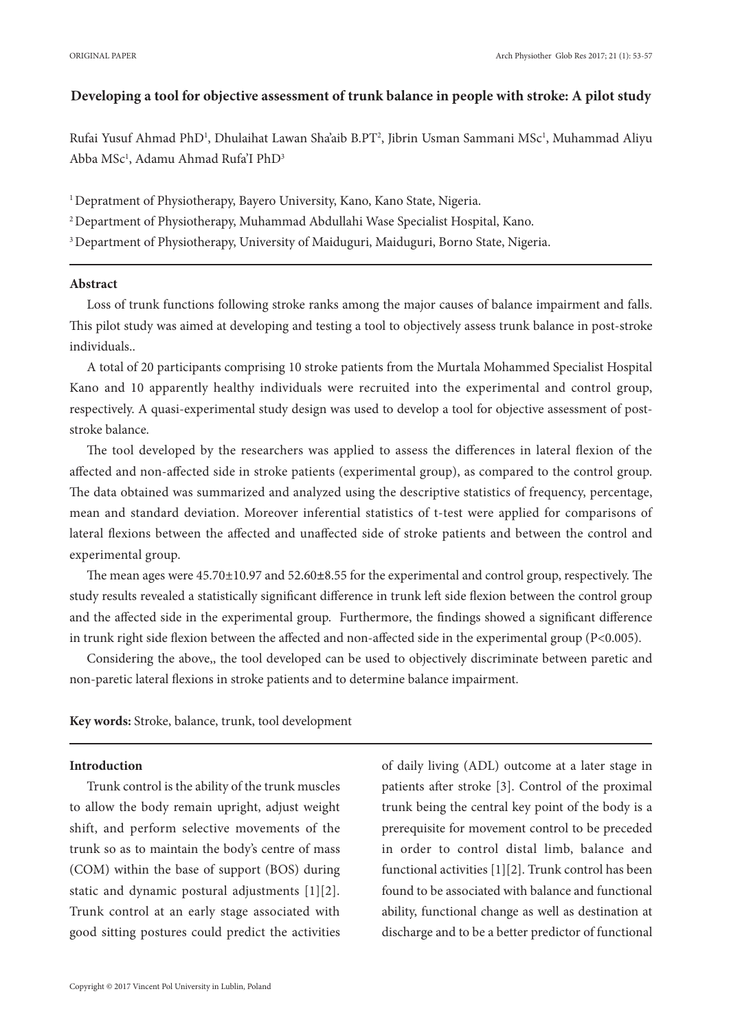ORIGINAL PAPER

# Developing a tool for objective assessment of trunk balance in people with stroke: A pilot study

Rufai Yusuf Ahmad PhD[1], Dhulaihat Lawan Sha'aib B.PT[2], Jibrin Usman Sammani MSc[1], Muhammad Aliyu Abba MSc[1], Adamu Ahmad Rufa'I PhD[3]

[1] Depratment of Physiotherapy, Bayero University, Kano, Kano State, Nigeria.

[2] Department of Physiotherapy, Muhammad Abdullahi Wase Specialist Hospital, Kano.

[3] Department of Physiotherapy, University of Maiduguri, Maiduguri, Borno State, Nigeria.

---

## Abstract

Loss of trunk functions following stroke ranks among the major causes of balance impairment and falls. This pilot study was aimed at developing and testing a tool to objectively assess trunk balance in post-stroke individuals..

A total of 20 participants comprising 10 stroke patients from the Murtala Mohammed Specialist Hospital Kano and 10 apparently healthy individuals were recruited into the experimental and control group, respectively. A quasi-experimental study design was used to develop a tool for objective assessment of post-stroke balance.

The tool developed by the researchers was applied to assess the differences in lateral flexion of the affected and non-affected side in stroke patients (experimental group), as compared to the control group. The data obtained was summarized and analyzed using the descriptive statistics of frequency, percentage, mean and standard deviation. Moreover inferential statistics of t-test were applied for comparisons of lateral flexions between the affected and unaffected side of stroke patients and between the control and experimental group.

The mean ages were 45.70±10.97 and 52.60±8.55 for the experimental and control group, respectively. The study results revealed a statistically significant difference in trunk left side flexion between the control group and the affected side in the experimental group. Furthermore, the findings showed a significant difference in trunk right side flexion between the affected and non-affected side in the experimental group ($P<0.005$).

Considering the above,, the tool developed can be used to objectively discriminate between paretic and non-paretic lateral flexions in stroke patients and to determine balance impairment.

**Key words:** Stroke, balance, trunk, tool development

---

## Introduction

Trunk control is the ability of the trunk muscles to allow the body remain upright, adjust weight shift, and perform selective movements of the trunk so as to maintain the body's centre of mass (COM) within the base of support (BOS) during static and dynamic postural adjustments [1][2]. Trunk control at an early stage associated with good sitting postures could predict the activities of daily living (ADL) outcome at a later stage in patients after stroke [3]. Control of the proximal trunk being the central key point of the body is a prerequisite for movement control to be preceded in order to control distal limb, balance and functional activities [1][2]. Trunk control has been found to be associated with balance and functional ability, functional change as well as destination at discharge and to be a better predictor of functional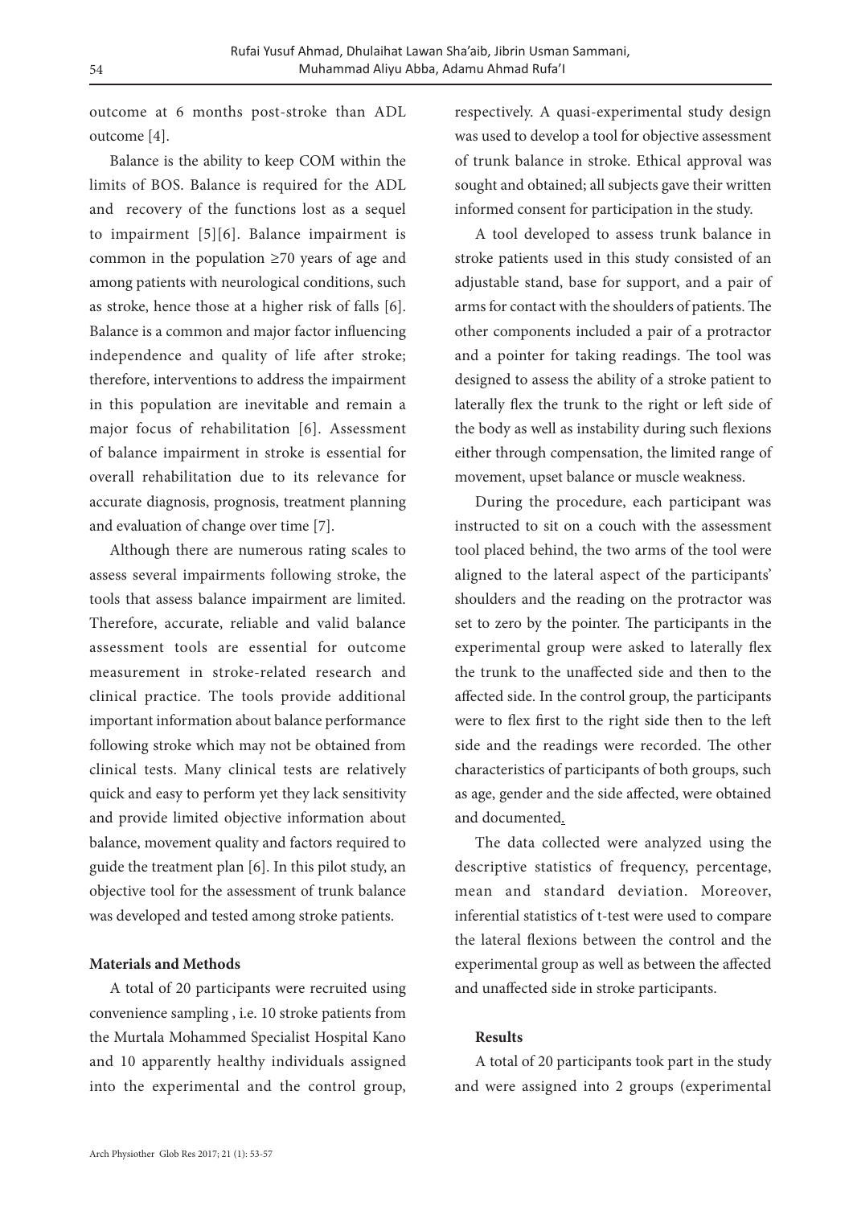outcome at 6 months post-stroke than ADL outcome [4].

Balance is the ability to keep COM within the limits of BOS. Balance is required for the ADL and recovery of the functions lost as a sequel to impairment [5][6]. Balance impairment is common in the population ≥70 years of age and among patients with neurological conditions, such as stroke, hence those at a higher risk of falls [6]. Balance is a common and major factor influencing independence and quality of life after stroke; therefore, interventions to address the impairment in this population are inevitable and remain a major focus of rehabilitation [6]. Assessment of balance impairment in stroke is essential for overall rehabilitation due to its relevance for accurate diagnosis, prognosis, treatment planning and evaluation of change over time [7].

Although there are numerous rating scales to assess several impairments following stroke, the tools that assess balance impairment are limited. Therefore, accurate, reliable and valid balance assessment tools are essential for outcome measurement in stroke-related research and clinical practice. The tools provide additional important information about balance performance following stroke which may not be obtained from clinical tests. Many clinical tests are relatively quick and easy to perform yet they lack sensitivity and provide limited objective information about balance, movement quality and factors required to guide the treatment plan [6]. In this pilot study, an objective tool for the assessment of trunk balance was developed and tested among stroke patients.

**Materials and Methods**

A total of 20 participants were recruited using convenience sampling , i.e. 10 stroke patients from the Murtala Mohammed Specialist Hospital Kano and 10 apparently healthy individuals assigned into the experimental and the control group, respectively. A quasi-experimental study design was used to develop a tool for objective assessment of trunk balance in stroke. Ethical approval was sought and obtained; all subjects gave their written informed consent for participation in the study.

A tool developed to assess trunk balance in stroke patients used in this study consisted of an adjustable stand, base for support, and a pair of arms for contact with the shoulders of patients. The other components included a pair of a protractor and a pointer for taking readings. The tool was designed to assess the ability of a stroke patient to laterally flex the trunk to the right or left side of the body as well as instability during such flexions either through compensation, the limited range of movement, upset balance or muscle weakness.

During the procedure, each participant was instructed to sit on a couch with the assessment tool placed behind, the two arms of the tool were aligned to the lateral aspect of the participants' shoulders and the reading on the protractor was set to zero by the pointer. The participants in the experimental group were asked to laterally flex the trunk to the unaffected side and then to the affected side. In the control group, the participants were to flex first to the right side then to the left side and the readings were recorded. The other characteristics of participants of both groups, such as age, gender and the side affected, were obtained and documented.

The data collected were analyzed using the descriptive statistics of frequency, percentage, mean and standard deviation. Moreover, inferential statistics of t-test were used to compare the lateral flexions between the control and the experimental group as well as between the affected and unaffected side in stroke participants.

**Results**

A total of 20 participants took part in the study and were assigned into 2 groups (experimental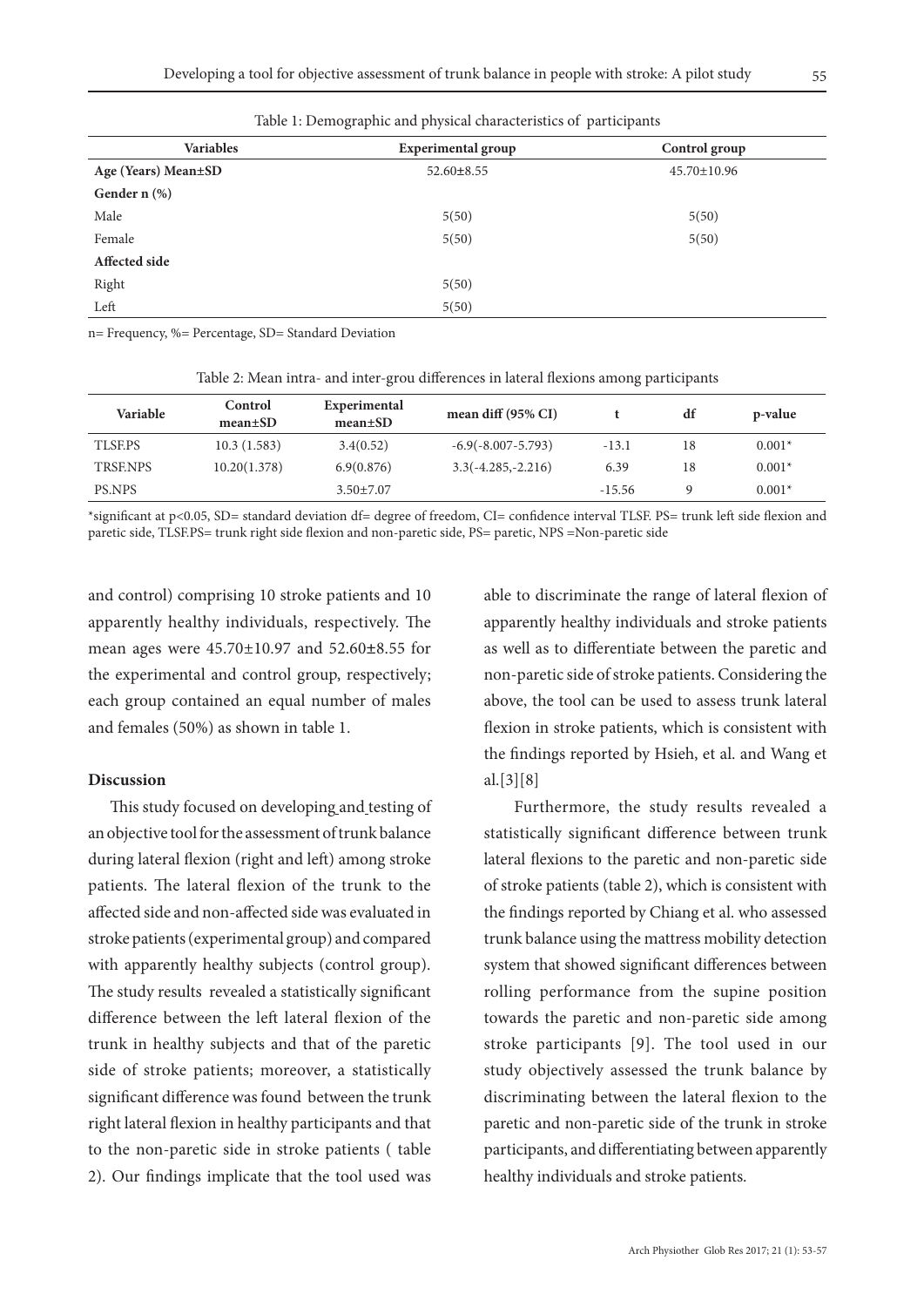Table 1: Demographic and physical characteristics of participants

| Variables | Experimental group | Control group |
|---|---|---|
| **Age (Years) Mean±SD** | 52.60±8.55 | 45.70±10.96 |
| **Gender n (%)** | | |
| Male | 5(50) | 5(50) |
| Female | 5(50) | 5(50) |
| **Affected side** | | |
| Right | 5(50) | |
| Left | 5(50) | |

n= Frequency, %= Percentage, SD= Standard Deviation

Table 2: Mean intra- and inter-grou differences in lateral flexions among participants

| Variable | Control mean±SD | Experimental mean±SD | mean diff (95% CI) | t | df | p-value |
|---|---|---|---|---|---|---|
| TLSF.PS | 10.3 (1.583) | 3.4(0.52) | -6.9(-8.007-5.793) | -13.1 | 18 | 0.001* |
| TRSF.NPS | 10.20(1.378) | 6.9(0.876) | 3.3(-4.285,-2.216) | 6.39 | 18 | 0.001* |
| PS.NPS | | 3.50±7.07 | | -15.56 | 9 | 0.001* |

*significant at p<0.05, SD= standard deviation df= degree of freedom, CI= confidence interval TLSF. PS= trunk left side flexion and paretic side, TLSF.PS= trunk right side flexion and non-paretic side, PS= paretic, NPS =Non-paretic side

and control) comprising 10 stroke patients and 10 apparently healthy individuals, respectively. The mean ages were 45.70±10.97 and 52.60±8.55 for the experimental and control group, respectively; each group contained an equal number of males and females (50%) as shown in table 1.

## Discussion

This study focused on developing and testing of an objective tool for the assessment of trunk balance during lateral flexion (right and left) among stroke patients. The lateral flexion of the trunk to the affected side and non-affected side was evaluated in stroke patients (experimental group) and compared with apparently healthy subjects (control group). The study results revealed a statistically significant difference between the left lateral flexion of the trunk in healthy subjects and that of the paretic side of stroke patients; moreover, a statistically significant difference was found between the trunk right lateral flexion in healthy participants and that to the non-paretic side in stroke patients ( table 2). Our findings implicate that the tool used was able to discriminate the range of lateral flexion of apparently healthy individuals and stroke patients as well as to differentiate between the paretic and non-paretic side of stroke patients. Considering the above, the tool can be used to assess trunk lateral flexion in stroke patients, which is consistent with the findings reported by Hsieh, et al. and Wang et al.[3][8]

Furthermore, the study results revealed a statistically significant difference between trunk lateral flexions to the paretic and non-paretic side of stroke patients (table 2), which is consistent with the findings reported by Chiang et al. who assessed trunk balance using the mattress mobility detection system that showed significant differences between rolling performance from the supine position towards the paretic and non-paretic side among stroke participants [9]. The tool used in our study objectively assessed the trunk balance by discriminating between the lateral flexion to the paretic and non-paretic side of the trunk in stroke participants, and differentiating between apparently healthy individuals and stroke patients.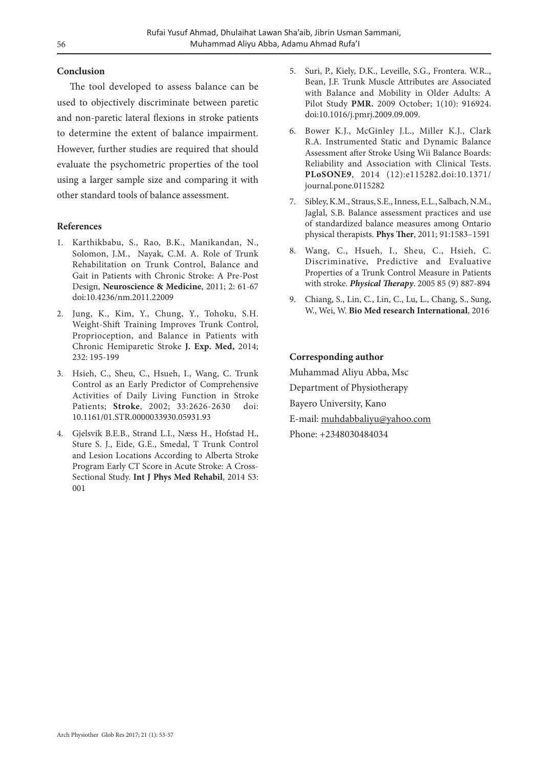## Conclusion

The tool developed to assess balance can be used to objectively discriminate between paretic and non-paretic lateral flexions in stroke patients to determine the extent of balance impairment. However, further studies are required that should evaluate the psychometric properties of the tool using a larger sample size and comparing it with other standard tools of balance assessment.

## References

1. Karthikbabu, S., Rao, B.K., Manikandan, N., Solomon, J.M., Nayak, C.M. A. Role of Trunk Rehabilitation on Trunk Control, Balance and Gait in Patients with Chronic Stroke: A Pre-Post Design, **Neuroscience & Medicine**, 2011; 2: 61-67 doi:10.4236/nm.2011.22009
2. Jung, K., Kim, Y., Chung, Y., Tohoku, S.H. Weight-Shift Training Improves Trunk Control, Proprioception, and Balance in Patients with Chronic Hemiparetic Stroke **J. Exp. Med,** 2014; 232: 195-199
3. Hsieh, C., Sheu, C., Hsueh, I., Wang, C. Trunk Control as an Early Predictor of Comprehensive Activities of Daily Living Function in Stroke Patients; **Stroke**, 2002; 33:2626-2630 doi: 10.1161/01.STR.0000033930.05931.93
4. Gjelsvik B.E.B., Strand L.I., Næss H., Hofstad H., Sture S. J., Eide, G.E., Smedal, T Trunk Control and Lesion Locations According to Alberta Stroke Program Early CT Score in Acute Stroke: A Cross-Sectional Study. **Int J Phys Med Rehabil**, 2014 S3: 001
5. Suri, P., Kiely, D.K., Leveille, S.G., Frontera. W.R.., Bean, J.F. Trunk Muscle Attributes are Associated with Balance and Mobility in Older Adults: A Pilot Study **PMR.** 2009 October; 1(10): 916924. doi:10.1016/j.pmrj.2009.09.009.
6. Bower K.J., McGinley J.L., Miller K.J., Clark R.A. Instrumented Static and Dynamic Balance Assessment after Stroke Using Wii Balance Boards: Reliability and Association with Clinical Tests. **PLoSONE9**, 2014 (12):e115282.doi:10.1371/journal.pone.0115282
7. Sibley, K.M., Straus, S.E., Inness, E.L., Salbach, N.M., Jaglal, S.B. Balance assessment practices and use of standardized balance measures among Ontario physical therapists. **Phys Ther**, 2011; 91:1583–1591
8. Wang, C., Hsueh, I., Sheu, C., Hsieh, C. Discriminative, Predictive and Evaluative Properties of a Trunk Control Measure in Patients with stroke. ***Physical Therapy***. 2005 85 (9) 887-894
9. Chiang, S., Lin, C., Lin, C., Lu, L., Chang, S., Sung, W., Wei, W. **Bio Med research International**, 2016

**Corresponding author**

Muhammad Aliyu Abba, Msc

Department of Physiotherapy

Bayero University, Kano

E-mail: muhdabbaliyu@yahoo.com

Phone: +2348030484034